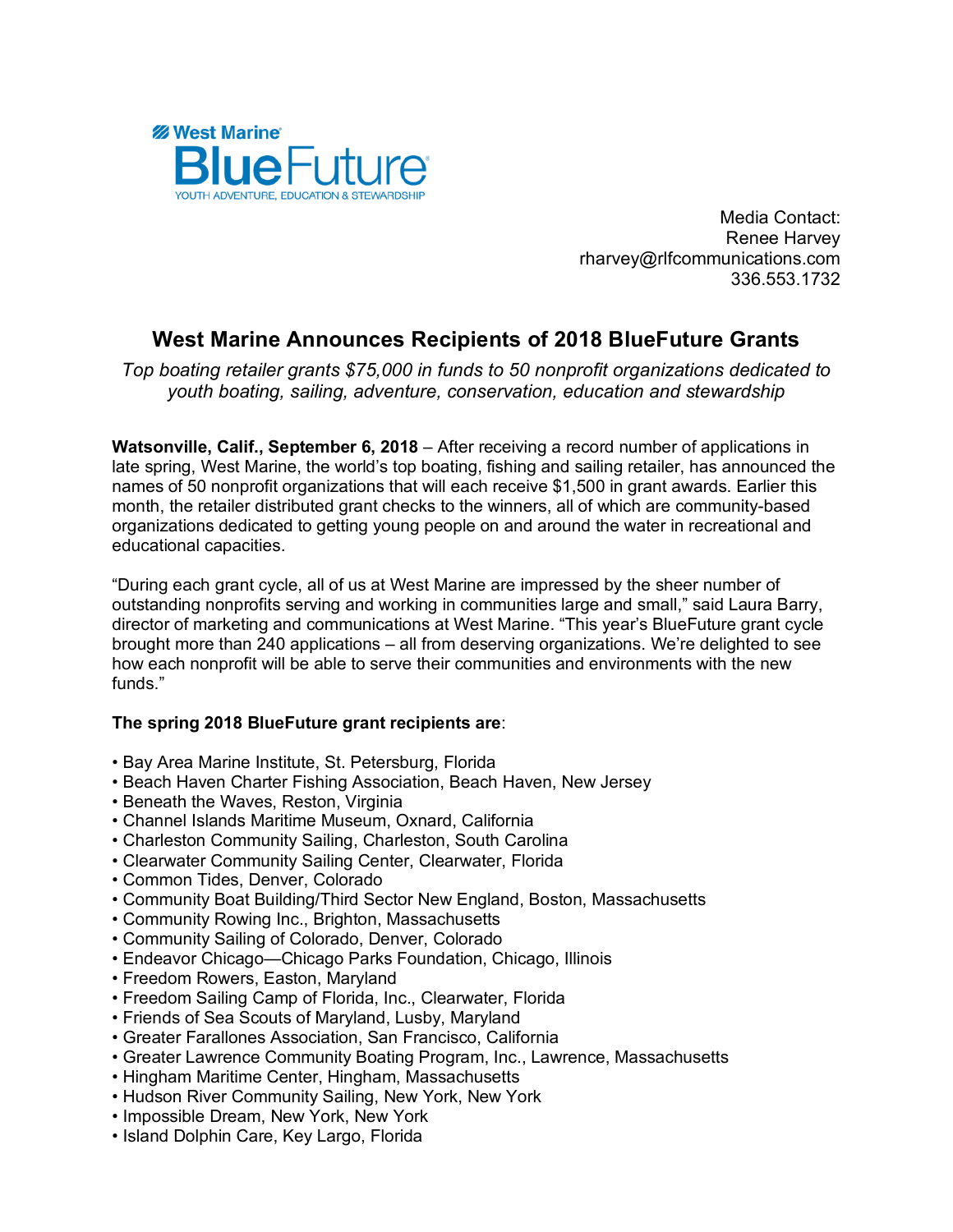West Marine BlueFuture
YOUTH ADVENTURE, EDUCATION & STEWARDSHIP

Media Contact:
Renee Harvey
rharvey@rlfcommunications.com
336.553.1732

# West Marine Announces Recipients of 2018 BlueFuture Grants

*Top boating retailer grants $75,000 in funds to 50 nonprofit organizations dedicated to youth boating, sailing, adventure, conservation, education and stewardship*

**Watsonville, Calif., September 6, 2018** – After receiving a record number of applications in late spring, West Marine, the world's top boating, fishing and sailing retailer, has announced the names of 50 nonprofit organizations that will each receive $1,500 in grant awards. Earlier this month, the retailer distributed grant checks to the winners, all of which are community-based organizations dedicated to getting young people on and around the water in recreational and educational capacities.

"During each grant cycle, all of us at West Marine are impressed by the sheer number of outstanding nonprofits serving and working in communities large and small," said Laura Barry, director of marketing and communications at West Marine. "This year's BlueFuture grant cycle brought more than 240 applications – all from deserving organizations. We're delighted to see how each nonprofit will be able to serve their communities and environments with the new funds."

**The spring 2018 BlueFuture grant recipients are**:

- Bay Area Marine Institute, St. Petersburg, Florida
- Beach Haven Charter Fishing Association, Beach Haven, New Jersey
- Beneath the Waves, Reston, Virginia
- Channel Islands Maritime Museum, Oxnard, California
- Charleston Community Sailing, Charleston, South Carolina
- Clearwater Community Sailing Center, Clearwater, Florida
- Common Tides, Denver, Colorado
- Community Boat Building/Third Sector New England, Boston, Massachusetts
- Community Rowing Inc., Brighton, Massachusetts
- Community Sailing of Colorado, Denver, Colorado
- Endeavor Chicago—Chicago Parks Foundation, Chicago, Illinois
- Freedom Rowers, Easton, Maryland
- Freedom Sailing Camp of Florida, Inc., Clearwater, Florida
- Friends of Sea Scouts of Maryland, Lusby, Maryland
- Greater Farallones Association, San Francisco, California
- Greater Lawrence Community Boating Program, Inc., Lawrence, Massachusetts
- Hingham Maritime Center, Hingham, Massachusetts
- Hudson River Community Sailing, New York, New York
- Impossible Dream, New York, New York
- Island Dolphin Care, Key Largo, Florida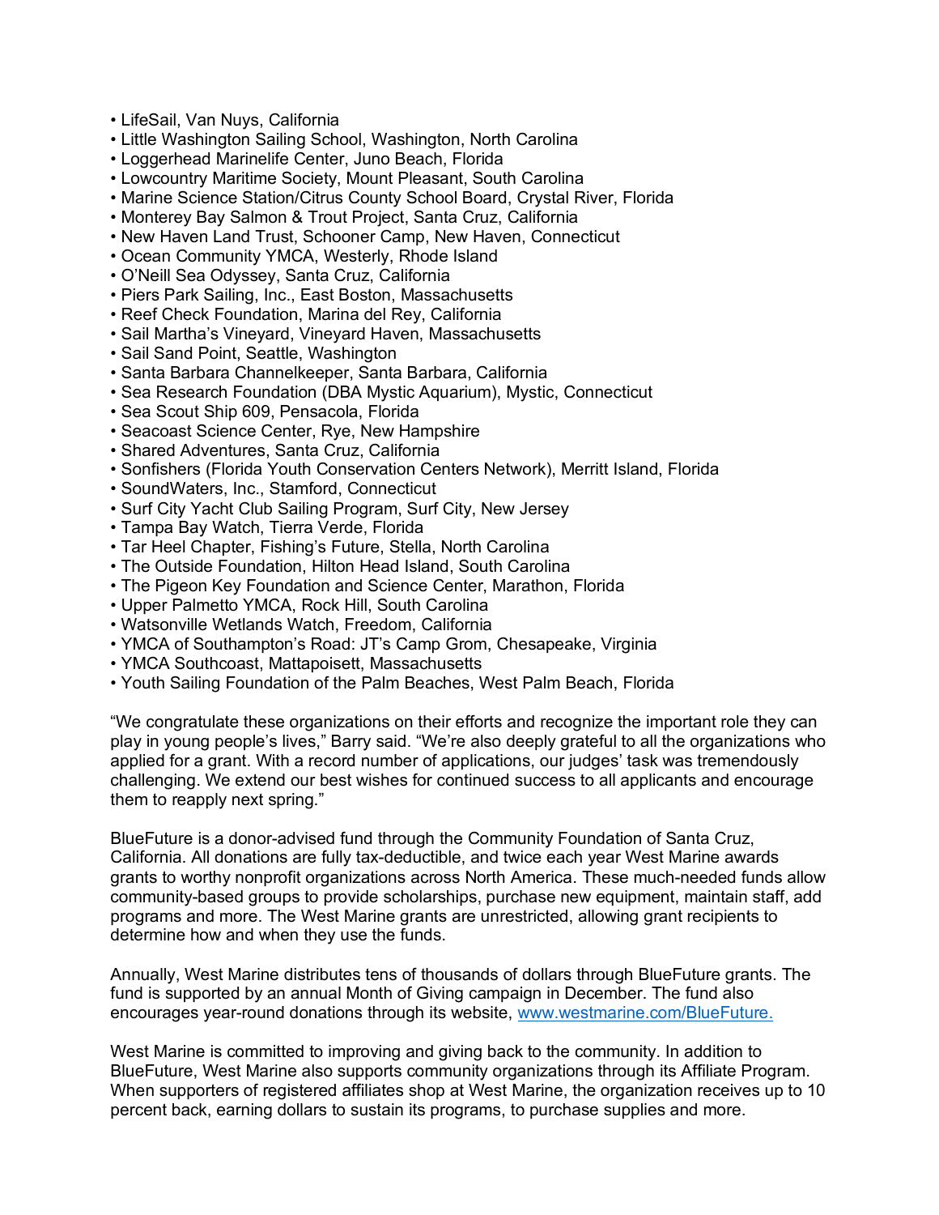- LifeSail, Van Nuys, California
- Little Washington Sailing School, Washington, North Carolina
- Loggerhead Marinelife Center, Juno Beach, Florida
- Lowcountry Maritime Society, Mount Pleasant, South Carolina
- Marine Science Station/Citrus County School Board, Crystal River, Florida
- Monterey Bay Salmon & Trout Project, Santa Cruz, California
- New Haven Land Trust, Schooner Camp, New Haven, Connecticut
- Ocean Community YMCA, Westerly, Rhode Island
- O'Neill Sea Odyssey, Santa Cruz, California
- Piers Park Sailing, Inc., East Boston, Massachusetts
- Reef Check Foundation, Marina del Rey, California
- Sail Martha's Vineyard, Vineyard Haven, Massachusetts
- Sail Sand Point, Seattle, Washington
- Santa Barbara Channelkeeper, Santa Barbara, California
- Sea Research Foundation (DBA Mystic Aquarium), Mystic, Connecticut
- Sea Scout Ship 609, Pensacola, Florida
- Seacoast Science Center, Rye, New Hampshire
- Shared Adventures, Santa Cruz, California
- Sonfishers (Florida Youth Conservation Centers Network), Merritt Island, Florida
- SoundWaters, Inc., Stamford, Connecticut
- Surf City Yacht Club Sailing Program, Surf City, New Jersey
- Tampa Bay Watch, Tierra Verde, Florida
- Tar Heel Chapter, Fishing's Future, Stella, North Carolina
- The Outside Foundation, Hilton Head Island, South Carolina
- The Pigeon Key Foundation and Science Center, Marathon, Florida
- Upper Palmetto YMCA, Rock Hill, South Carolina
- Watsonville Wetlands Watch, Freedom, California
- YMCA of Southampton's Road: JT's Camp Grom, Chesapeake, Virginia
- YMCA Southcoast, Mattapoisett, Massachusetts
- Youth Sailing Foundation of the Palm Beaches, West Palm Beach, Florida

"We congratulate these organizations on their efforts and recognize the important role they can play in young people's lives," Barry said. "We're also deeply grateful to all the organizations who applied for a grant. With a record number of applications, our judges' task was tremendously challenging. We extend our best wishes for continued success to all applicants and encourage them to reapply next spring."

BlueFuture is a donor-advised fund through the Community Foundation of Santa Cruz, California. All donations are fully tax-deductible, and twice each year West Marine awards grants to worthy nonprofit organizations across North America. These much-needed funds allow community-based groups to provide scholarships, purchase new equipment, maintain staff, add programs and more. The West Marine grants are unrestricted, allowing grant recipients to determine how and when they use the funds.

Annually, West Marine distributes tens of thousands of dollars through BlueFuture grants. The fund is supported by an annual Month of Giving campaign in December. The fund also encourages year-round donations through its website, [www.westmarine.com/BlueFuture.](http://www.westmarine.com/BlueFuture)

West Marine is committed to improving and giving back to the community. In addition to BlueFuture, West Marine also supports community organizations through its Affiliate Program. When supporters of registered affiliates shop at West Marine, the organization receives up to 10 percent back, earning dollars to sustain its programs, to purchase supplies and more.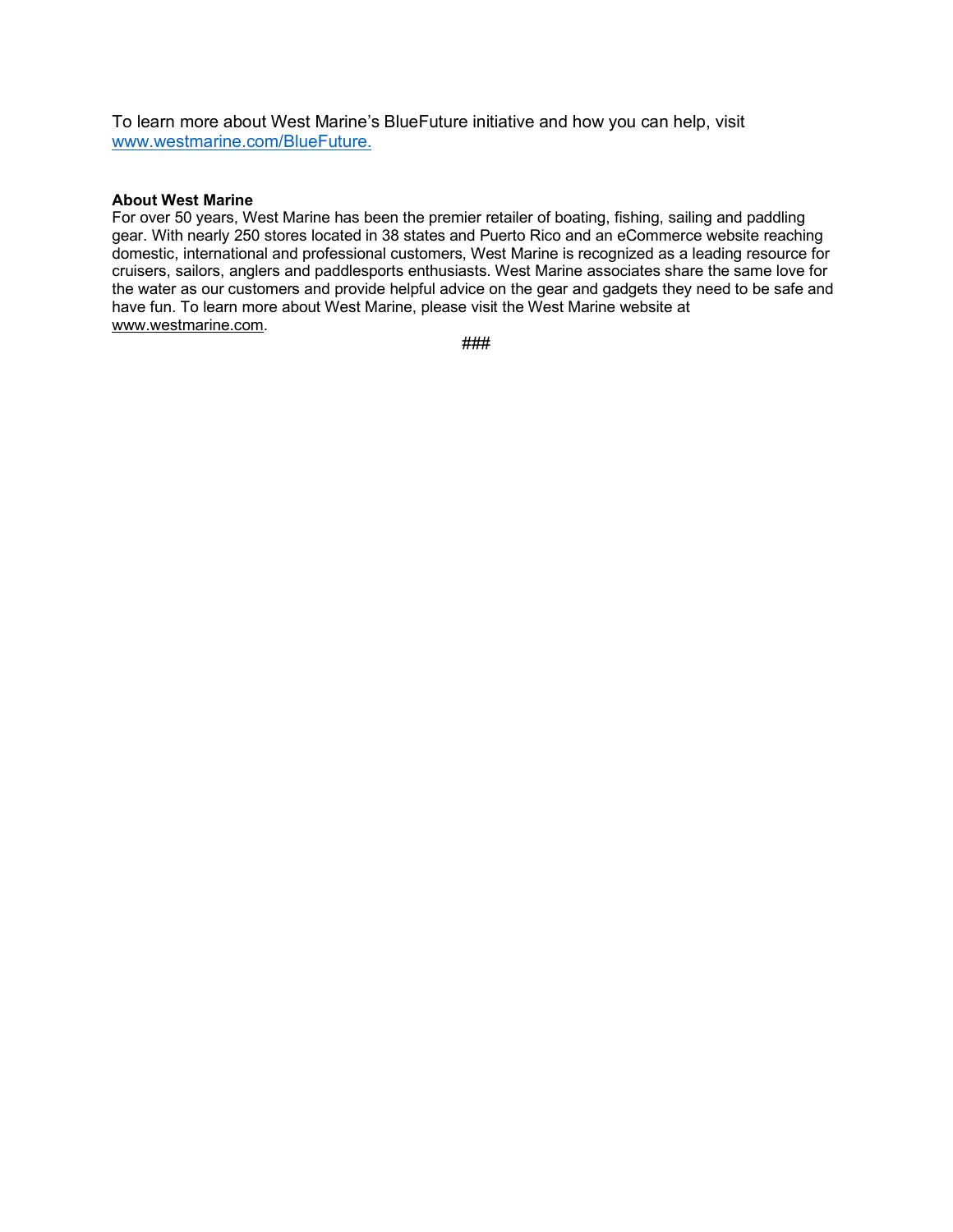To learn more about West Marine's BlueFuture initiative and how you can help, visit [www.westmarine.com/BlueFuture.](http://www.westmarine.com/BlueFuture)

**About West Marine**
For over 50 years, West Marine has been the premier retailer of boating, fishing, sailing and paddling gear. With nearly 250 stores located in 38 states and Puerto Rico and an eCommerce website reaching domestic, international and professional customers, West Marine is recognized as a leading resource for cruisers, sailors, anglers and paddlesports enthusiasts. West Marine associates share the same love for the water as our customers and provide helpful advice on the gear and gadgets they need to be safe and have fun. To learn more about West Marine, please visit the West Marine website at [www.westmarine.com](http://www.westmarine.com).

###